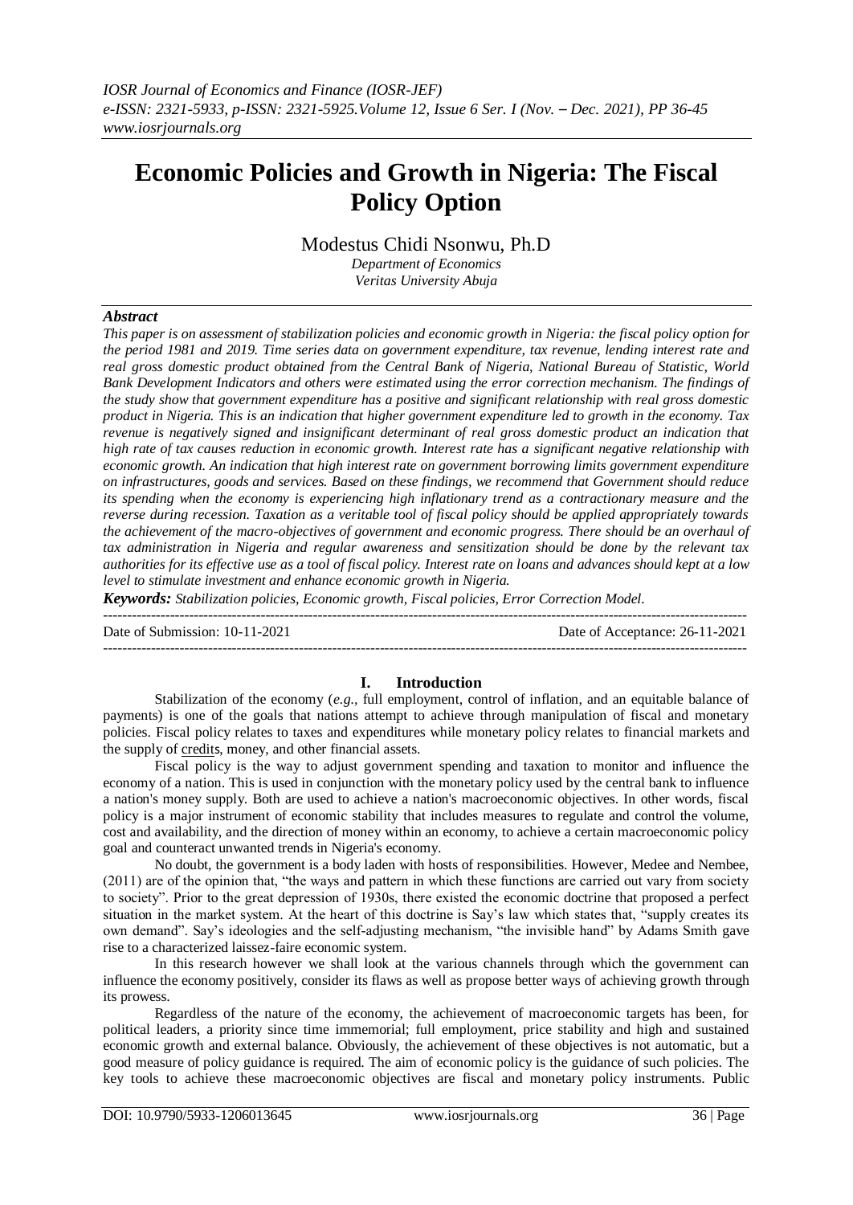# Economic Policies and Growth in Nigeria: The Fiscal Policy Option

Modestus Chidi Nsonwu, Ph.D

*Department of Economics*
*Veritas University Abuja*

## *Abstract*

*This paper is on assessment of stabilization policies and economic growth in Nigeria: the fiscal policy option for the period 1981 and 2019. Time series data on government expenditure, tax revenue, lending interest rate and real gross domestic product obtained from the Central Bank of Nigeria, National Bureau of Statistic, World Bank Development Indicators and others were estimated using the error correction mechanism. The findings of the study show that government expenditure has a positive and significant relationship with real gross domestic product in Nigeria. This is an indication that higher government expenditure led to growth in the economy. Tax revenue is negatively signed and insignificant determinant of real gross domestic product an indication that high rate of tax causes reduction in economic growth. Interest rate has a significant negative relationship with economic growth. An indication that high interest rate on government borrowing limits government expenditure on infrastructures, goods and services. Based on these findings, we recommend that Government should reduce its spending when the economy is experiencing high inflationary trend as a contractionary measure and the reverse during recession. Taxation as a veritable tool of fiscal policy should be applied appropriately towards the achievement of the macro-objectives of government and economic progress. There should be an overhaul of tax administration in Nigeria and regular awareness and sensitization should be done by the relevant tax authorities for its effective use as a tool of fiscal policy. Interest rate on loans and advances should kept at a low level to stimulate investment and enhance economic growth in Nigeria.*

***Keywords:*** *Stabilization policies, Economic growth, Fiscal policies, Error Correction Model.*

---

Date of Submission: 10-11-2021 | Date of Acceptance: 26-11-2021

---

## I. Introduction

Stabilization of the economy (*e.g.*, full employment, control of inflation, and an equitable balance of payments) is one of the goals that nations attempt to achieve through manipulation of fiscal and monetary policies. Fiscal policy relates to taxes and expenditures while monetary policy relates to financial markets and the supply of credits, money, and other financial assets.

Fiscal policy is the way to adjust government spending and taxation to monitor and influence the economy of a nation. This is used in conjunction with the monetary policy used by the central bank to influence a nation's money supply. Both are used to achieve a nation's macroeconomic objectives. In other words, fiscal policy is a major instrument of economic stability that includes measures to regulate and control the volume, cost and availability, and the direction of money within an economy, to achieve a certain macroeconomic policy goal and counteract unwanted trends in Nigeria's economy.

No doubt, the government is a body laden with hosts of responsibilities. However, Medee and Nembee, (2011) are of the opinion that, "the ways and pattern in which these functions are carried out vary from society to society". Prior to the great depression of 1930s, there existed the economic doctrine that proposed a perfect situation in the market system. At the heart of this doctrine is Say's law which states that, "supply creates its own demand". Say's ideologies and the self-adjusting mechanism, "the invisible hand" by Adams Smith gave rise to a characterized laissez-faire economic system.

In this research however we shall look at the various channels through which the government can influence the economy positively, consider its flaws as well as propose better ways of achieving growth through its prowess.

Regardless of the nature of the economy, the achievement of macroeconomic targets has been, for political leaders, a priority since time immemorial; full employment, price stability and high and sustained economic growth and external balance. Obviously, the achievement of these objectives is not automatic, but a good measure of policy guidance is required. The aim of economic policy is the guidance of such policies. The key tools to achieve these macroeconomic objectives are fiscal and monetary policy instruments. Public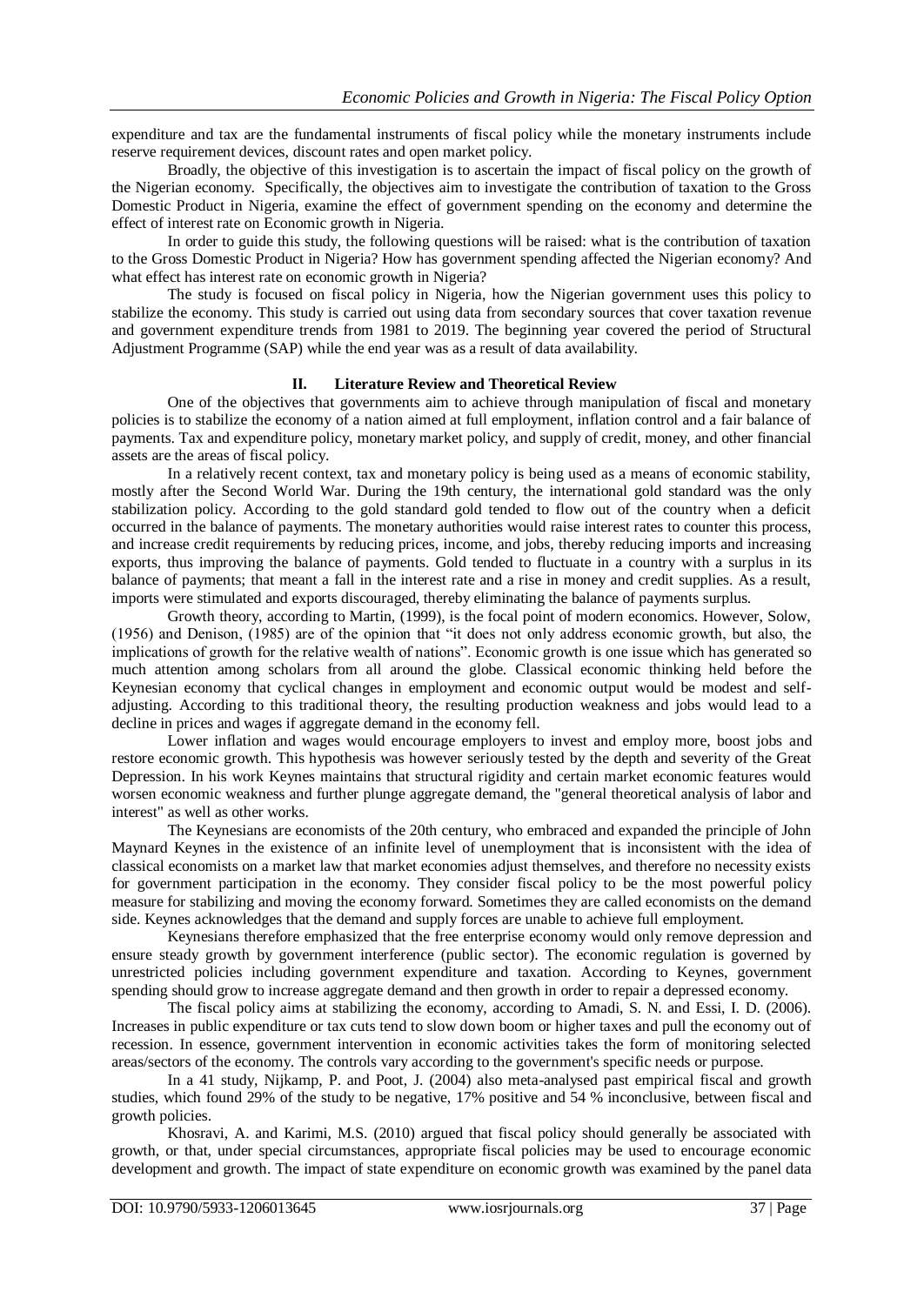expenditure and tax are the fundamental instruments of fiscal policy while the monetary instruments include reserve requirement devices, discount rates and open market policy.

Broadly, the objective of this investigation is to ascertain the impact of fiscal policy on the growth of the Nigerian economy. Specifically, the objectives aim to investigate the contribution of taxation to the Gross Domestic Product in Nigeria, examine the effect of government spending on the economy and determine the effect of interest rate on Economic growth in Nigeria.

In order to guide this study, the following questions will be raised: what is the contribution of taxation to the Gross Domestic Product in Nigeria? How has government spending affected the Nigerian economy? And what effect has interest rate on economic growth in Nigeria?

The study is focused on fiscal policy in Nigeria, how the Nigerian government uses this policy to stabilize the economy. This study is carried out using data from secondary sources that cover taxation revenue and government expenditure trends from 1981 to 2019. The beginning year covered the period of Structural Adjustment Programme (SAP) while the end year was as a result of data availability.

## II. Literature Review and Theoretical Review

One of the objectives that governments aim to achieve through manipulation of fiscal and monetary policies is to stabilize the economy of a nation aimed at full employment, inflation control and a fair balance of payments. Tax and expenditure policy, monetary market policy, and supply of credit, money, and other financial assets are the areas of fiscal policy.

In a relatively recent context, tax and monetary policy is being used as a means of economic stability, mostly after the Second World War. During the 19th century, the international gold standard was the only stabilization policy. According to the gold standard gold tended to flow out of the country when a deficit occurred in the balance of payments. The monetary authorities would raise interest rates to counter this process, and increase credit requirements by reducing prices, income, and jobs, thereby reducing imports and increasing exports, thus improving the balance of payments. Gold tended to fluctuate in a country with a surplus in its balance of payments; that meant a fall in the interest rate and a rise in money and credit supplies. As a result, imports were stimulated and exports discouraged, thereby eliminating the balance of payments surplus.

Growth theory, according to Martin, (1999), is the focal point of modern economics. However, Solow, (1956) and Denison, (1985) are of the opinion that "it does not only address economic growth, but also, the implications of growth for the relative wealth of nations". Economic growth is one issue which has generated so much attention among scholars from all around the globe. Classical economic thinking held before the Keynesian economy that cyclical changes in employment and economic output would be modest and self-adjusting. According to this traditional theory, the resulting production weakness and jobs would lead to a decline in prices and wages if aggregate demand in the economy fell.

Lower inflation and wages would encourage employers to invest and employ more, boost jobs and restore economic growth. This hypothesis was however seriously tested by the depth and severity of the Great Depression. In his work Keynes maintains that structural rigidity and certain market economic features would worsen economic weakness and further plunge aggregate demand, the "general theoretical analysis of labor and interest" as well as other works.

The Keynesians are economists of the 20th century, who embraced and expanded the principle of John Maynard Keynes in the existence of an infinite level of unemployment that is inconsistent with the idea of classical economists on a market law that market economies adjust themselves, and therefore no necessity exists for government participation in the economy. They consider fiscal policy to be the most powerful policy measure for stabilizing and moving the economy forward. Sometimes they are called economists on the demand side. Keynes acknowledges that the demand and supply forces are unable to achieve full employment.

Keynesians therefore emphasized that the free enterprise economy would only remove depression and ensure steady growth by government interference (public sector). The economic regulation is governed by unrestricted policies including government expenditure and taxation. According to Keynes, government spending should grow to increase aggregate demand and then growth in order to repair a depressed economy.

The fiscal policy aims at stabilizing the economy, according to Amadi, S. N. and Essi, I. D. (2006). Increases in public expenditure or tax cuts tend to slow down boom or higher taxes and pull the economy out of recession. In essence, government intervention in economic activities takes the form of monitoring selected areas/sectors of the economy. The controls vary according to the government's specific needs or purpose.

In a 41 study, Nijkamp, P. and Poot, J. (2004) also meta-analysed past empirical fiscal and growth studies, which found 29% of the study to be negative, 17% positive and 54 % inconclusive, between fiscal and growth policies.

Khosravi, A. and Karimi, M.S. (2010) argued that fiscal policy should generally be associated with growth, or that, under special circumstances, appropriate fiscal policies may be used to encourage economic development and growth. The impact of state expenditure on economic growth was examined by the panel data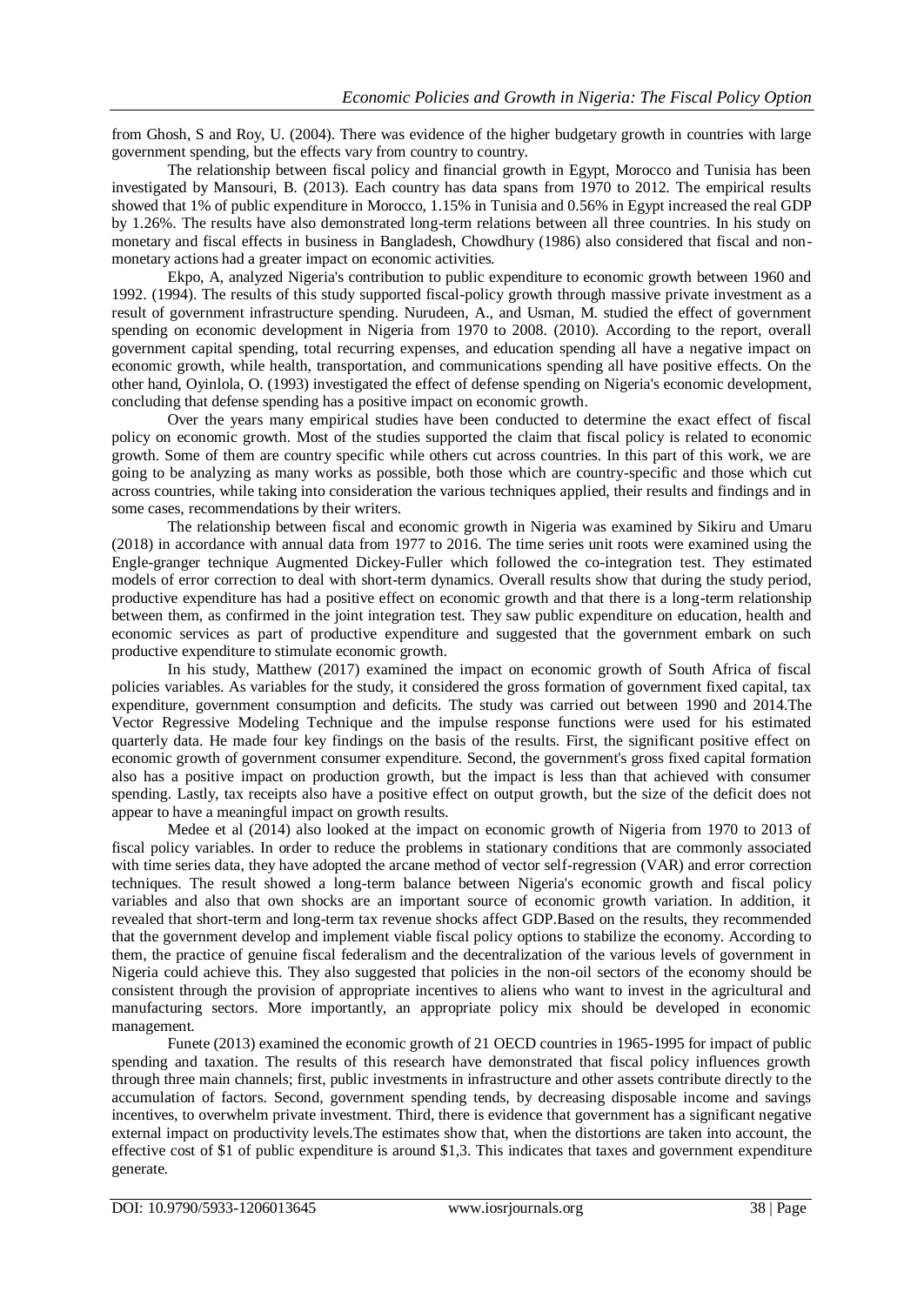from Ghosh, S and Roy, U. (2004). There was evidence of the higher budgetary growth in countries with large government spending, but the effects vary from country to country.

The relationship between fiscal policy and financial growth in Egypt, Morocco and Tunisia has been investigated by Mansouri, B. (2013). Each country has data spans from 1970 to 2012. The empirical results showed that 1% of public expenditure in Morocco, 1.15% in Tunisia and 0.56% in Egypt increased the real GDP by 1.26%. The results have also demonstrated long-term relations between all three countries. In his study on monetary and fiscal effects in business in Bangladesh, Chowdhury (1986) also considered that fiscal and non-monetary actions had a greater impact on economic activities.

Ekpo, A, analyzed Nigeria's contribution to public expenditure to economic growth between 1960 and 1992. (1994). The results of this study supported fiscal-policy growth through massive private investment as a result of government infrastructure spending. Nurudeen, A., and Usman, M. studied the effect of government spending on economic development in Nigeria from 1970 to 2008. (2010). According to the report, overall government capital spending, total recurring expenses, and education spending all have a negative impact on economic growth, while health, transportation, and communications spending all have positive effects. On the other hand, Oyinlola, O. (1993) investigated the effect of defense spending on Nigeria's economic development, concluding that defense spending has a positive impact on economic growth.

Over the years many empirical studies have been conducted to determine the exact effect of fiscal policy on economic growth. Most of the studies supported the claim that fiscal policy is related to economic growth. Some of them are country specific while others cut across countries. In this part of this work, we are going to be analyzing as many works as possible, both those which are country-specific and those which cut across countries, while taking into consideration the various techniques applied, their results and findings and in some cases, recommendations by their writers.

The relationship between fiscal and economic growth in Nigeria was examined by Sikiru and Umaru (2018) in accordance with annual data from 1977 to 2016. The time series unit roots were examined using the Engle-granger technique Augmented Dickey-Fuller which followed the co-integration test. They estimated models of error correction to deal with short-term dynamics. Overall results show that during the study period, productive expenditure has had a positive effect on economic growth and that there is a long-term relationship between them, as confirmed in the joint integration test. They saw public expenditure on education, health and economic services as part of productive expenditure and suggested that the government embark on such productive expenditure to stimulate economic growth.

In his study, Matthew (2017) examined the impact on economic growth of South Africa of fiscal policies variables. As variables for the study, it considered the gross formation of government fixed capital, tax expenditure, government consumption and deficits. The study was carried out between 1990 and 2014.The Vector Regressive Modeling Technique and the impulse response functions were used for his estimated quarterly data. He made four key findings on the basis of the results. First, the significant positive effect on economic growth of government consumer expenditure. Second, the government's gross fixed capital formation also has a positive impact on production growth, but the impact is less than that achieved with consumer spending. Lastly, tax receipts also have a positive effect on output growth, but the size of the deficit does not appear to have a meaningful impact on growth results.

Medee et al (2014) also looked at the impact on economic growth of Nigeria from 1970 to 2013 of fiscal policy variables. In order to reduce the problems in stationary conditions that are commonly associated with time series data, they have adopted the arcane method of vector self-regression (VAR) and error correction techniques. The result showed a long-term balance between Nigeria's economic growth and fiscal policy variables and also that own shocks are an important source of economic growth variation. In addition, it revealed that short-term and long-term tax revenue shocks affect GDP.Based on the results, they recommended that the government develop and implement viable fiscal policy options to stabilize the economy. According to them, the practice of genuine fiscal federalism and the decentralization of the various levels of government in Nigeria could achieve this. They also suggested that policies in the non-oil sectors of the economy should be consistent through the provision of appropriate incentives to aliens who want to invest in the agricultural and manufacturing sectors. More importantly, an appropriate policy mix should be developed in economic management.

Funete (2013) examined the economic growth of 21 OECD countries in 1965-1995 for impact of public spending and taxation. The results of this research have demonstrated that fiscal policy influences growth through three main channels; first, public investments in infrastructure and other assets contribute directly to the accumulation of factors. Second, government spending tends, by decreasing disposable income and savings incentives, to overwhelm private investment. Third, there is evidence that government has a significant negative external impact on productivity levels.The estimates show that, when the distortions are taken into account, the effective cost of $1 of public expenditure is around $1,3. This indicates that taxes and government expenditure generate.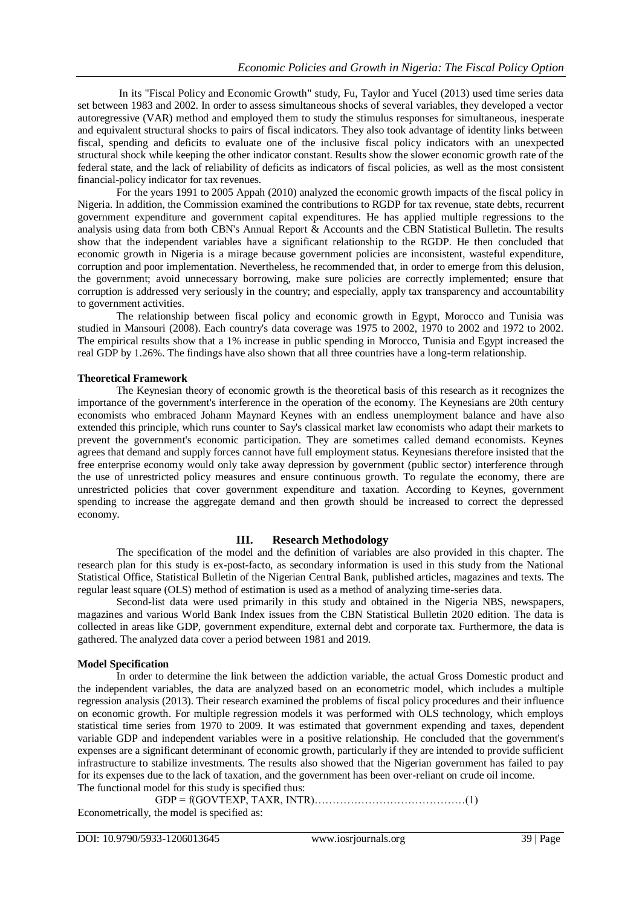In its "Fiscal Policy and Economic Growth" study, Fu, Taylor and Yucel (2013) used time series data set between 1983 and 2002. In order to assess simultaneous shocks of several variables, they developed a vector autoregressive (VAR) method and employed them to study the stimulus responses for simultaneous, inesperate and equivalent structural shocks to pairs of fiscal indicators. They also took advantage of identity links between fiscal, spending and deficits to evaluate one of the inclusive fiscal policy indicators with an unexpected structural shock while keeping the other indicator constant. Results show the slower economic growth rate of the federal state, and the lack of reliability of deficits as indicators of fiscal policies, as well as the most consistent financial-policy indicator for tax revenues.

For the years 1991 to 2005 Appah (2010) analyzed the economic growth impacts of the fiscal policy in Nigeria. In addition, the Commission examined the contributions to RGDP for tax revenue, state debts, recurrent government expenditure and government capital expenditures. He has applied multiple regressions to the analysis using data from both CBN's Annual Report & Accounts and the CBN Statistical Bulletin. The results show that the independent variables have a significant relationship to the RGDP. He then concluded that economic growth in Nigeria is a mirage because government policies are inconsistent, wasteful expenditure, corruption and poor implementation. Nevertheless, he recommended that, in order to emerge from this delusion, the government; avoid unnecessary borrowing, make sure policies are correctly implemented; ensure that corruption is addressed very seriously in the country; and especially, apply tax transparency and accountability to government activities.

The relationship between fiscal policy and economic growth in Egypt, Morocco and Tunisia was studied in Mansouri (2008). Each country's data coverage was 1975 to 2002, 1970 to 2002 and 1972 to 2002. The empirical results show that a 1% increase in public spending in Morocco, Tunisia and Egypt increased the real GDP by 1.26%. The findings have also shown that all three countries have a long-term relationship.

**Theoretical Framework**

The Keynesian theory of economic growth is the theoretical basis of this research as it recognizes the importance of the government's interference in the operation of the economy. The Keynesians are 20th century economists who embraced Johann Maynard Keynes with an endless unemployment balance and have also extended this principle, which runs counter to Say's classical market law economists who adapt their markets to prevent the government's economic participation. They are sometimes called demand economists. Keynes agrees that demand and supply forces cannot have full employment status. Keynesians therefore insisted that the free enterprise economy would only take away depression by government (public sector) interference through the use of unrestricted policy measures and ensure continuous growth. To regulate the economy, there are unrestricted policies that cover government expenditure and taxation. According to Keynes, government spending to increase the aggregate demand and then growth should be increased to correct the depressed economy.

## III. Research Methodology

The specification of the model and the definition of variables are also provided in this chapter. The research plan for this study is ex-post-facto, as secondary information is used in this study from the National Statistical Office, Statistical Bulletin of the Nigerian Central Bank, published articles, magazines and texts. The regular least square (OLS) method of estimation is used as a method of analyzing time-series data.

Second-list data were used primarily in this study and obtained in the Nigeria NBS, newspapers, magazines and various World Bank Index issues from the CBN Statistical Bulletin 2020 edition. The data is collected in areas like GDP, government expenditure, external debt and corporate tax. Furthermore, the data is gathered. The analyzed data cover a period between 1981 and 2019.

**Model Specification**

In order to determine the link between the addiction variable, the actual Gross Domestic product and the independent variables, the data are analyzed based on an econometric model, which includes a multiple regression analysis (2013). Their research examined the problems of fiscal policy procedures and their influence on economic growth. For multiple regression models it was performed with OLS technology, which employs statistical time series from 1970 to 2009. It was estimated that government expending and taxes, dependent variable GDP and independent variables were in a positive relationship. He concluded that the government's expenses are a significant determinant of economic growth, particularly if they are intended to provide sufficient infrastructure to stabilize investments. The results also showed that the Nigerian government has failed to pay for its expenses due to the lack of taxation, and the government has been over-reliant on crude oil income.

The functional model for this study is specified thus:

$$GDP = f(GOVTEXP, TAXR, INTR) \quad (1)$$

Econometrically, the model is specified as: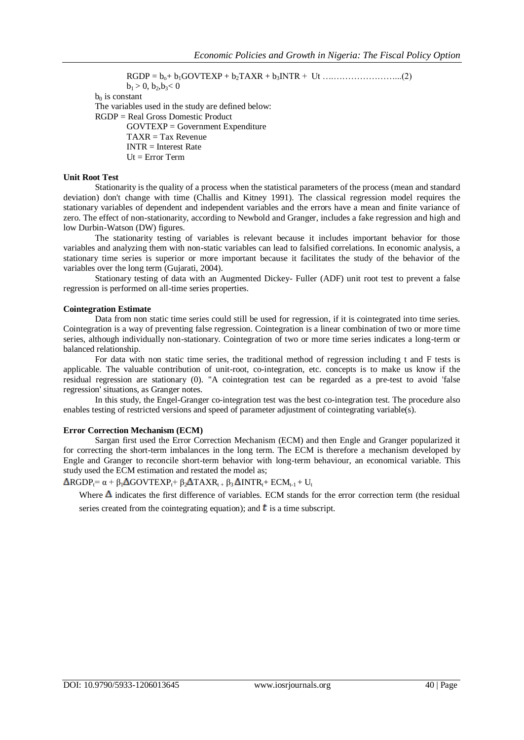$$RGDP = b_o + b_1GOVTEXP + b_2TAXR + b_3INTR + Ut \quad \ldots\ldots\ldots\ldots\ldots\ldots\ldots\ldots...(2)$$

$$b_1 > 0,\ b_2, b_3 < 0$$

$b_0$ is constant

The variables used in the study are defined below:

RGDP = Real Gross Domestic Product

GOVTEXP = Government Expenditure

TAXR = Tax Revenue

INTR = Interest Rate

Ut = Error Term

**Unit Root Test**

Stationarity is the quality of a process when the statistical parameters of the process (mean and standard deviation) don't change with time (Challis and Kitney 1991). The classical regression model requires the stationary variables of dependent and independent variables and the errors have a mean and finite variance of zero. The effect of non-stationarity, according to Newbold and Granger, includes a fake regression and high and low Durbin-Watson (DW) figures.

The stationarity testing of variables is relevant because it includes important behavior for those variables and analyzing them with non-static variables can lead to falsified correlations. In economic analysis, a stationary time series is superior or more important because it facilitates the study of the behavior of the variables over the long term (Gujarati, 2004).

Stationary testing of data with an Augmented Dickey- Fuller (ADF) unit root test to prevent a false regression is performed on all-time series properties.

**Cointegration Estimate**

Data from non static time series could still be used for regression, if it is cointegrated into time series. Cointegration is a way of preventing false regression. Cointegration is a linear combination of two or more time series, although individually non-stationary. Cointegration of two or more time series indicates a long-term or balanced relationship.

For data with non static time series, the traditional method of regression including t and F tests is applicable. The valuable contribution of unit-root, co-integration, etc. concepts is to make us know if the residual regression are stationary (0). "A cointegration test can be regarded as a pre-test to avoid 'false regression' situations, as Granger notes.

In this study, the Engel-Granger co-integration test was the best co-integration test. The procedure also enables testing of restricted versions and speed of parameter adjustment of cointegrating variable(s).

**Error Correction Mechanism (ECM)**

Sargan first used the Error Correction Mechanism (ECM) and then Engle and Granger popularized it for correcting the short-term imbalances in the long term. The ECM is therefore a mechanism developed by Engle and Granger to reconcile short-term behavior with long-term behaviour, an economical variable. This study used the ECM estimation and restated the model as;

$$\Delta RGDP_t = \alpha + \beta_1 \Delta GOVTEXP_t + \beta_2 \Delta TAXR_t + \beta_3 \Delta INTR_t + ECM_{t-1} + U_t$$

Where $\Delta$ indicates the first difference of variables. ECM stands for the error correction term (the residual series created from the cointegrating equation); and $t$ is a time subscript.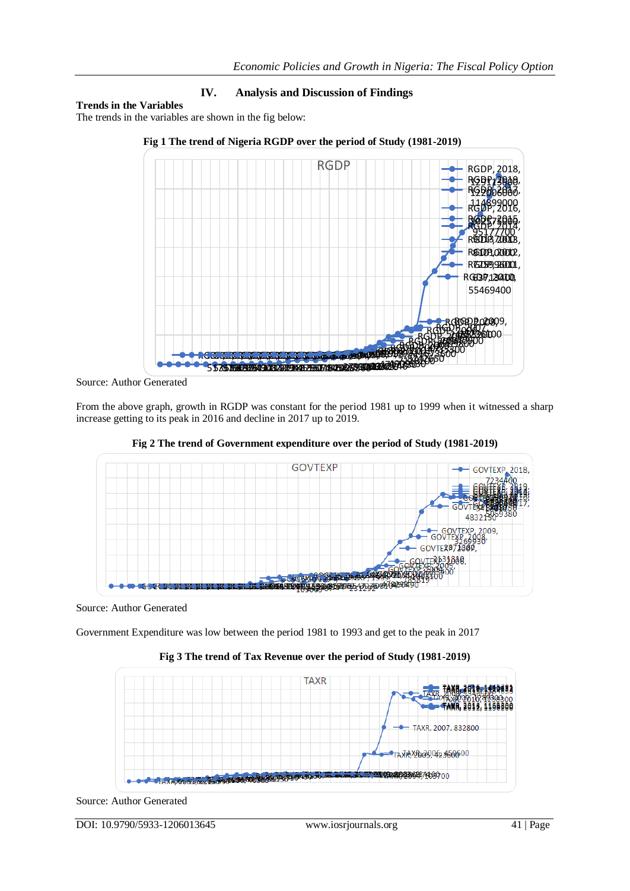## IV. Analysis and Discussion of Findings

**Trends in the Variables**

The trends in the variables are shown in the fig below:

**Fig 1 The trend of Nigeria RGDP over the period of Study (1981-2019)**

Source: Author Generated

From the above graph, growth in RGDP was constant for the period 1981 up to 1999 when it witnessed a sharp increase getting to its peak in 2016 and decline in 2017 up to 2019.

**Fig 2 The trend of Government expenditure over the period of Study (1981-2019)**

Source: Author Generated

Government Expenditure was low between the period 1981 to 1993 and get to the peak in 2017

**Fig 3 The trend of Tax Revenue over the period of Study (1981-2019)**

Source: Author Generated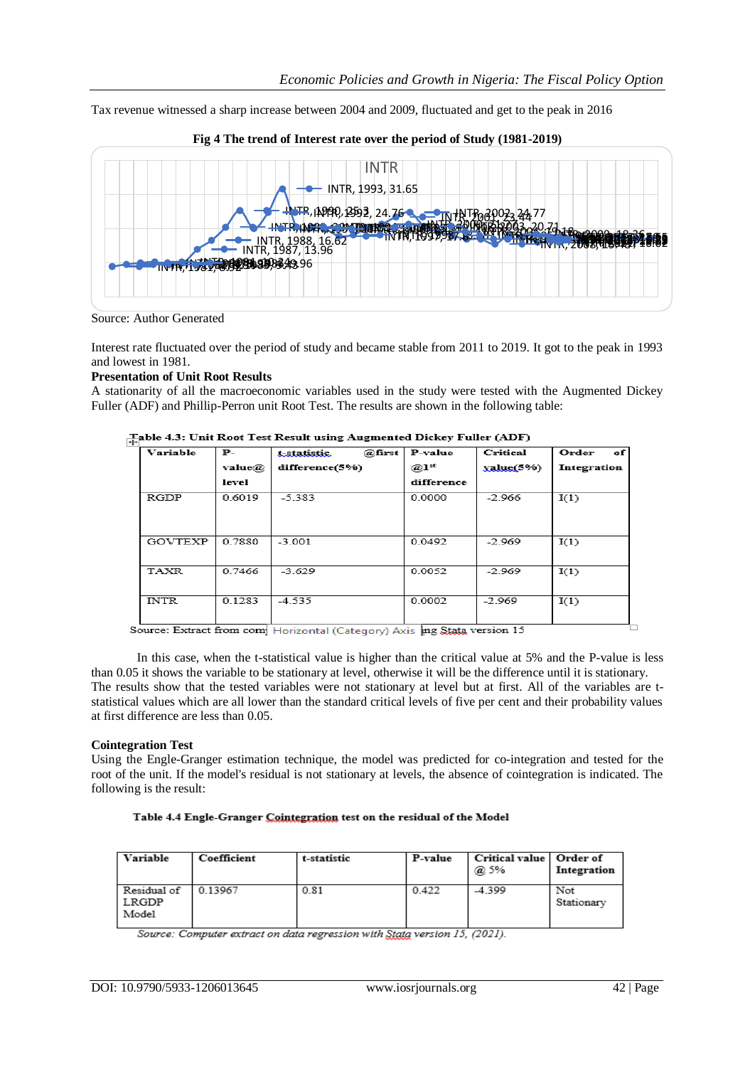Tax revenue witnessed a sharp increase between 2004 and 2009, fluctuated and get to the peak in 2016

**Fig 4 The trend of Interest rate over the period of Study (1981-2019)**

Source: Author Generated

Interest rate fluctuated over the period of study and became stable from 2011 to 2019. It got to the peak in 1993 and lowest in 1981.

**Presentation of Unit Root Results**

A stationarity of all the macroeconomic variables used in the study were tested with the Augmented Dickey Fuller (ADF) and Phillip-Perron unit Root Test. The results are shown in the following table:

**Table 4.3: Unit Root Test Result using Augmented Dickey Fuller (ADF)**

| Variable | P-value@ level | t-statistic @first difference(5%) | P-value @1st difference | Critical value(5%) | Order of Integration |
|---|---|---|---|---|---|
| RGDP | 0.6019 | -5.383 | 0.0000 | -2.966 | I(1) |
| GOVTEXP | 0.7880 | -3.001 | 0.0492 | -2.969 | I(1) |
| TAXR | 0.7466 | -3.629 | 0.0052 | -2.969 | I(1) |
| INTR | 0.1283 | -4.535 | 0.0002 | -2.969 | I(1) |

Source: Extract from com[puter output us]ing Stata version 15

In this case, when the t-statistical value is higher than the critical value at 5% and the P-value is less than 0.05 it shows the variable to be stationary at level, otherwise it will be the difference until it is stationary. The results show that the tested variables were not stationary at level but at first. All of the variables are t-statistical values which are all lower than the standard critical levels of five per cent and their probability values at first difference are less than 0.05.

**Cointegration Test**

Using the Engle-Granger estimation technique, the model was predicted for co-integration and tested for the root of the unit. If the model's residual is not stationary at levels, the absence of cointegration is indicated. The following is the result:

**Table 4.4 Engle-Granger Cointegration test on the residual of the Model**

| Variable | Coefficient | t-statistic | P-value | Critical value @ 5% | Order of Integration |
|---|---|---|---|---|---|
| Residual of LRGDP Model | 0.13967 | 0.81 | 0.422 | -4.399 | Not Stationary |

*Source: Computer extract on data regression with Stata version 15, (2021).*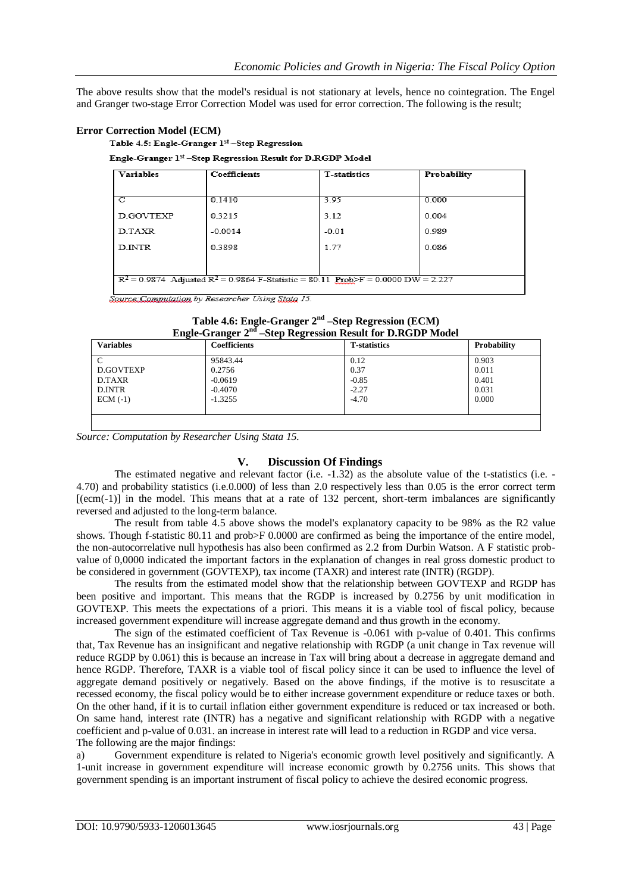The above results show that the model's residual is not stationary at levels, hence no cointegration. The Engel and Granger two-stage Error Correction Model was used for error correction. The following is the result;

**Error Correction Model (ECM)**

**Table 4.5: Engle-Granger 1st –Step Regression**

**Engle-Granger 1st –Step Regression Result for D.RGDP Model**

| Variables | Coefficients | T-statistics | Probability |
|---|---|---|---|
| C | 0.1410 | 3.95 | 0.000 |
| D.GOVTEXP | 0.3215 | 3.12 | 0.004 |
| D.TAXR | -0.0014 | -0.01 | 0.989 |
| D.INTR | 0.3898 | 1.77 | 0.086 |
| $R^2 = 0.9874$ Adjusted $R^2 = 0.9864$ F-Statistic = 80.11 Prob>F = 0.0000 DW = 2.227 | | | |

*Source: Computation by Researcher Using Stata 15.*

**Table 4.6: Engle-Granger 2nd –Step Regression (ECM)**
**Engle-Granger 2nd –Step Regression Result for D.RGDP Model**

| Variables | Coefficients | T-statistics | Probability |
|---|---|---|---|
| C | 95843.44 | 0.12 | 0.903 |
| D.GOVTEXP | 0.2756 | 0.37 | 0.011 |
| D.TAXR | -0.0619 | -0.85 | 0.401 |
| D.INTR | -0.4070 | -2.27 | 0.031 |
| ECM (-1) | -1.3255 | -4.70 | 0.000 |

*Source: Computation by Researcher Using Stata 15.*

## V. Discussion Of Findings

The estimated negative and relevant factor (i.e. -1.32) as the absolute value of the t-statistics (i.e. -4.70) and probability statistics (i.e.0.000) of less than 2.0 respectively less than 0.05 is the error correct term [(ecm(-1)] in the model. This means that at a rate of 132 percent, short-term imbalances are significantly reversed and adjusted to the long-term balance.

The result from table 4.5 above shows the model's explanatory capacity to be 98% as the R2 value shows. Though f-statistic 80.11 and prob>F 0.0000 are confirmed as being the importance of the entire model, the non-autocorrelative null hypothesis has also been confirmed as 2.2 from Durbin Watson. A F statistic prob-value of 0,0000 indicated the important factors in the explanation of changes in real gross domestic product to be considered in government (GOVTEXP), tax income (TAXR) and interest rate (INTR) (RGDP).

The results from the estimated model show that the relationship between GOVTEXP and RGDP has been positive and important. This means that the RGDP is increased by 0.2756 by unit modification in GOVTEXP. This meets the expectations of a priori. This means it is a viable tool of fiscal policy, because increased government expenditure will increase aggregate demand and thus growth in the economy.

The sign of the estimated coefficient of Tax Revenue is -0.061 with p-value of 0.401. This confirms that, Tax Revenue has an insignificant and negative relationship with RGDP (a unit change in Tax revenue will reduce RGDP by 0.061) this is because an increase in Tax will bring about a decrease in aggregate demand and hence RGDP. Therefore, TAXR is a viable tool of fiscal policy since it can be used to influence the level of aggregate demand positively or negatively. Based on the above findings, if the motive is to resuscitate a recessed economy, the fiscal policy would be to either increase government expenditure or reduce taxes or both. On the other hand, if it is to curtail inflation either government expenditure is reduced or tax increased or both. On same hand, interest rate (INTR) has a negative and significant relationship with RGDP with a negative coefficient and p-value of 0.031. an increase in interest rate will lead to a reduction in RGDP and vice versa.

The following are the major findings:

a) Government expenditure is related to Nigeria's economic growth level positively and significantly. A 1-unit increase in government expenditure will increase economic growth by 0.2756 units. This shows that government spending is an important instrument of fiscal policy to achieve the desired economic progress.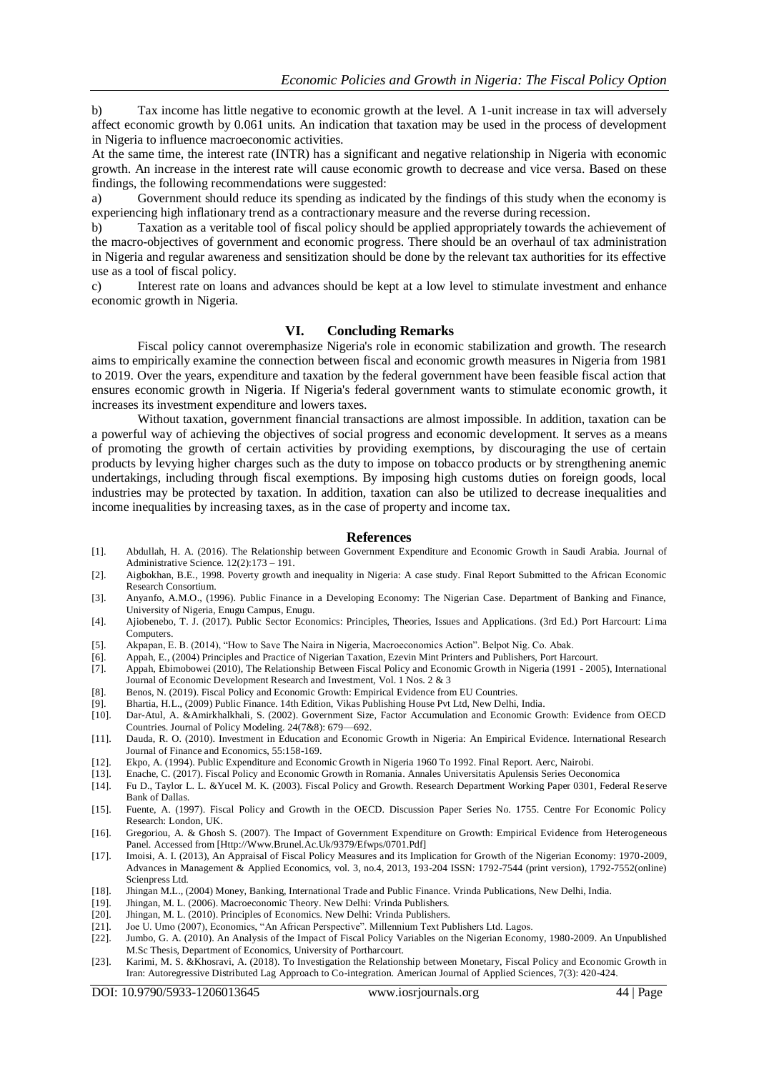b) Tax income has little negative to economic growth at the level. A 1-unit increase in tax will adversely affect economic growth by 0.061 units. An indication that taxation may be used in the process of development in Nigeria to influence macroeconomic activities.

At the same time, the interest rate (INTR) has a significant and negative relationship in Nigeria with economic growth. An increase in the interest rate will cause economic growth to decrease and vice versa. Based on these findings, the following recommendations were suggested:

a) Government should reduce its spending as indicated by the findings of this study when the economy is experiencing high inflationary trend as a contractionary measure and the reverse during recession.

b) Taxation as a veritable tool of fiscal policy should be applied appropriately towards the achievement of the macro-objectives of government and economic progress. There should be an overhaul of tax administration in Nigeria and regular awareness and sensitization should be done by the relevant tax authorities for its effective use as a tool of fiscal policy.

c) Interest rate on loans and advances should be kept at a low level to stimulate investment and enhance economic growth in Nigeria.

## VI. Concluding Remarks

Fiscal policy cannot overemphasize Nigeria's role in economic stabilization and growth. The research aims to empirically examine the connection between fiscal and economic growth measures in Nigeria from 1981 to 2019. Over the years, expenditure and taxation by the federal government have been feasible fiscal action that ensures economic growth in Nigeria. If Nigeria's federal government wants to stimulate economic growth, it increases its investment expenditure and lowers taxes.

Without taxation, government financial transactions are almost impossible. In addition, taxation can be a powerful way of achieving the objectives of social progress and economic development. It serves as a means of promoting the growth of certain activities by providing exemptions, by discouraging the use of certain products by levying higher charges such as the duty to impose on tobacco products or by strengthening anemic undertakings, including through fiscal exemptions. By imposing high customs duties on foreign goods, local industries may be protected by taxation. In addition, taxation can also be utilized to decrease inequalities and income inequalities by increasing taxes, as in the case of property and income tax.

## References

[1]. Abdullah, H. A. (2016). The Relationship between Government Expenditure and Economic Growth in Saudi Arabia. Journal of Administrative Science. 12(2):173 – 191.

[2]. Aigbokhan, B.E., 1998. Poverty growth and inequality in Nigeria: A case study. Final Report Submitted to the African Economic Research Consortium.

[3]. Anyanfo, A.M.O., (1996). Public Finance in a Developing Economy: The Nigerian Case. Department of Banking and Finance, University of Nigeria, Enugu Campus, Enugu.

[4]. Ajiobenebo, T. J. (2017). Public Sector Economics: Principles, Theories, Issues and Applications. (3rd Ed.) Port Harcourt: Lima Computers.

[5]. Akpapan, E. B. (2014), "How to Save The Naira in Nigeria, Macroeconomics Action". Belpot Nig. Co. Abak.

[6]. Appah, E., (2004) Principles and Practice of Nigerian Taxation, Ezevin Mint Printers and Publishers, Port Harcourt.

[7]. Appah, Ebimobowei (2010), The Relationship Between Fiscal Policy and Economic Growth in Nigeria (1991 - 2005), International Journal of Economic Development Research and Investment, Vol. 1 Nos. 2 & 3

[8]. Benos, N. (2019). Fiscal Policy and Economic Growth: Empirical Evidence from EU Countries.

[9]. Bhartia, H.L., (2009) Public Finance. 14th Edition, Vikas Publishing House Pvt Ltd, New Delhi, India.

[10]. Dar-Atul, A. &Amirkhalkhali, S. (2002). Government Size, Factor Accumulation and Economic Growth: Evidence from OECD Countries. Journal of Policy Modeling. 24(7&8): 679—692.

[11]. Dauda, R. O. (2010). Investment in Education and Economic Growth in Nigeria: An Empirical Evidence. International Research Journal of Finance and Economics, 55:158-169.

[12]. Ekpo, A. (1994). Public Expenditure and Economic Growth in Nigeria 1960 To 1992. Final Report. Aerc, Nairobi.

[13]. Enache, C. (2017). Fiscal Policy and Economic Growth in Romania. Annales Universitatis Apulensis Series Oeconomica

[14]. Fu D., Taylor L. L. &Yucel M. K. (2003). Fiscal Policy and Growth. Research Department Working Paper 0301, Federal Reserve Bank of Dallas.

[15]. Fuente, A. (1997). Fiscal Policy and Growth in the OECD. Discussion Paper Series No. 1755. Centre For Economic Policy Research: London, UK.

[16]. Gregoriou, A. & Ghosh S. (2007). The Impact of Government Expenditure on Growth: Empirical Evidence from Heterogeneous Panel. Accessed from [Http://Www.Brunel.Ac.Uk/9379/Efwps/0701.Pdf]

[17]. Imoisi, A. I. (2013), An Appraisal of Fiscal Policy Measures and its Implication for Growth of the Nigerian Economy: 1970-2009, Advances in Management & Applied Economics, vol. 3, no.4, 2013, 193-204 ISSN: 1792-7544 (print version), 1792-7552(online) Scienpress Ltd.

[18]. Jhingan M.L., (2004) Money, Banking, International Trade and Public Finance. Vrinda Publications, New Delhi, India.

[19]. Jhingan, M. L. (2006). Macroeconomic Theory. New Delhi: Vrinda Publishers.

[20]. Jhingan, M. L. (2010). Principles of Economics. New Delhi: Vrinda Publishers.

[21]. Joe U. Umo (2007), Economics, "An African Perspective". Millennium Text Publishers Ltd. Lagos.

[22]. Jumbo, G. A. (2010). An Analysis of the Impact of Fiscal Policy Variables on the Nigerian Economy, 1980-2009. An Unpublished M.Sc Thesis, Department of Economics, University of Portharcourt.

[23]. Karimi, M. S. &Khosravi, A. (2018). To Investigation the Relationship between Monetary, Fiscal Policy and Economic Growth in Iran: Autoregressive Distributed Lag Approach to Co-integration. American Journal of Applied Sciences, 7(3): 420-424.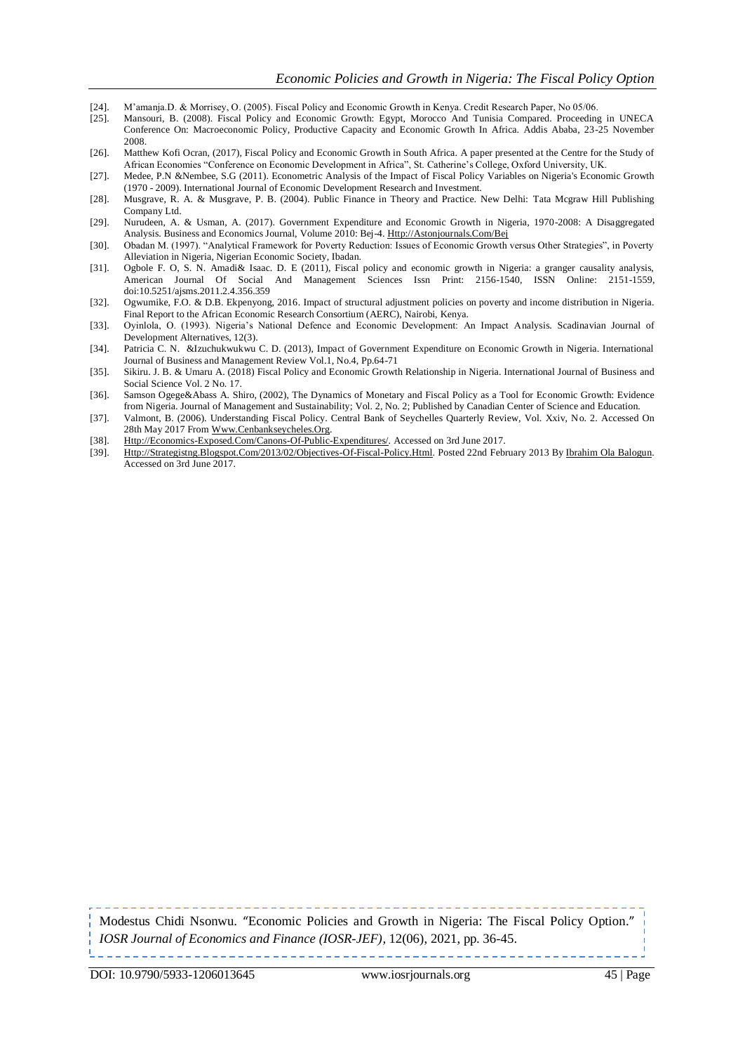[24]. M'amanja.D. & Morrisey, O. (2005). Fiscal Policy and Economic Growth in Kenya. Credit Research Paper, No 05/06.

[25]. Mansouri, B. (2008). Fiscal Policy and Economic Growth: Egypt, Morocco And Tunisia Compared. Proceeding in UNECA Conference On: Macroeconomic Policy, Productive Capacity and Economic Growth In Africa. Addis Ababa, 23-25 November 2008.

[26]. Matthew Kofi Ocran, (2017), Fiscal Policy and Economic Growth in South Africa. A paper presented at the Centre for the Study of African Economies "Conference on Economic Development in Africa", St. Catherine's College, Oxford University, UK.

[27]. Medee, P.N &Nembee, S.G (2011). Econometric Analysis of the Impact of Fiscal Policy Variables on Nigeria's Economic Growth (1970 - 2009). International Journal of Economic Development Research and Investment.

[28]. Musgrave, R. A. & Musgrave, P. B. (2004). Public Finance in Theory and Practice. New Delhi: Tata Mcgraw Hill Publishing Company Ltd.

[29]. Nurudeen, A. & Usman, A. (2017). Government Expenditure and Economic Growth in Nigeria, 1970-2008: A Disaggregated Analysis. Business and Economics Journal, Volume 2010: Bej-4. Http://Astonjournals.Com/Bej

[30]. Obadan M. (1997). "Analytical Framework for Poverty Reduction: Issues of Economic Growth versus Other Strategies", in Poverty Alleviation in Nigeria, Nigerian Economic Society, Ibadan.

[31]. Ogbole F. O, S. N. Amadi& Isaac. D. E (2011), Fiscal policy and economic growth in Nigeria: a granger causality analysis, American Journal Of Social And Management Sciences Issn Print: 2156-1540, ISSN Online: 2151-1559, doi:10.5251/ajsms.2011.2.4.356.359

[32]. Ogwumike, F.O. & D.B. Ekpenyong, 2016. Impact of structural adjustment policies on poverty and income distribution in Nigeria. Final Report to the African Economic Research Consortium (AERC), Nairobi, Kenya.

[33]. Oyinlola, O. (1993). Nigeria's National Defence and Economic Development: An Impact Analysis. Scadinavian Journal of Development Alternatives, 12(3).

[34]. Patricia C. N. &Izuchukwukwu C. D. (2013), Impact of Government Expenditure on Economic Growth in Nigeria. International Journal of Business and Management Review Vol.1, No.4, Pp.64-71

[35]. Sikiru. J. B. & Umaru A. (2018) Fiscal Policy and Economic Growth Relationship in Nigeria. International Journal of Business and Social Science Vol. 2 No. 17.

[36]. Samson Ogege&Abass A. Shiro, (2002), The Dynamics of Monetary and Fiscal Policy as a Tool for Economic Growth: Evidence from Nigeria. Journal of Management and Sustainability; Vol. 2, No. 2; Published by Canadian Center of Science and Education.

[37]. Valmont, B. (2006). Understanding Fiscal Policy. Central Bank of Seychelles Quarterly Review, Vol. Xxiv, No. 2. Accessed On 28th May 2017 From Www.Cenbankseycheles.Org.

[38]. Http://Economics-Exposed.Com/Canons-Of-Public-Expenditures/. Accessed on 3rd June 2017.

[39]. Http://Strategistng.Blogspot.Com/2013/02/Objectives-Of-Fiscal-Policy.Html. Posted 22nd February 2013 By Ibrahim Ola Balogun. Accessed on 3rd June 2017.

Modestus Chidi Nsonwu. "Economic Policies and Growth in Nigeria: The Fiscal Policy Option." *IOSR Journal of Economics and Finance (IOSR-JEF)*, 12(06), 2021, pp. 36-45.